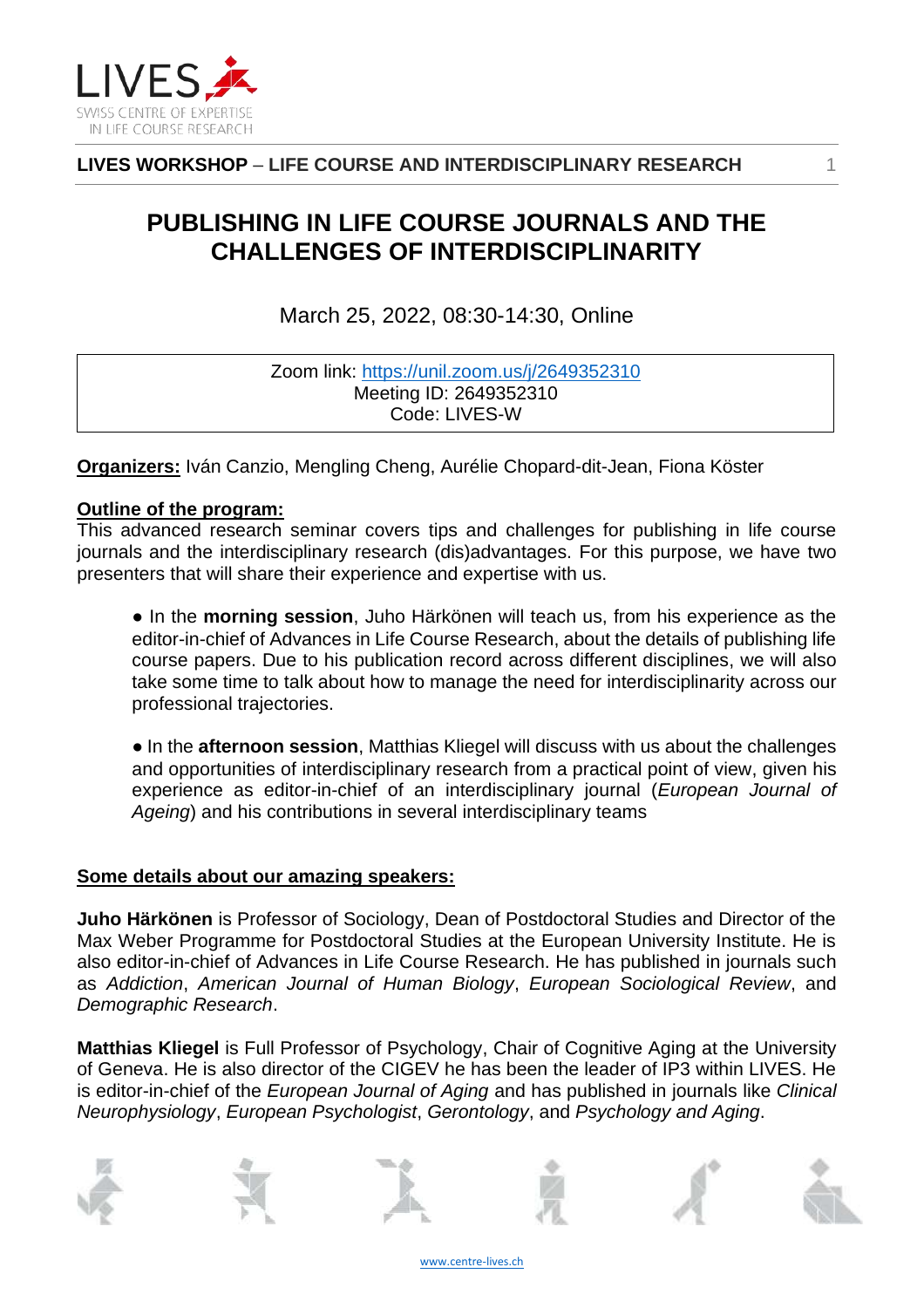LIVES
SWISS CENTRE OF EXPERTISE IN LIFE COURSE RESEARCH

**LIVES WORKSHOP – LIFE COURSE AND INTERDISCIPLINARY RESEARCH**

# PUBLISHING IN LIFE COURSE JOURNALS AND THE CHALLENGES OF INTERDISCIPLINARITY

March 25, 2022, 08:30-14:30, Online

Zoom link: https://unil.zoom.us/j/2649352310
Meeting ID: 2649352310
Code: LIVES-W

**Organizers:** Iván Canzio, Mengling Cheng, Aurélie Chopard-dit-Jean, Fiona Köster

**Outline of the program:**

This advanced research seminar covers tips and challenges for publishing in life course journals and the interdisciplinary research (dis)advantages. For this purpose, we have two presenters that will share their experience and expertise with us.

- In the **morning session**, Juho Härkönen will teach us, from his experience as the editor-in-chief of Advances in Life Course Research, about the details of publishing life course papers. Due to his publication record across different disciplines, we will also take some time to talk about how to manage the need for interdisciplinarity across our professional trajectories.

- In the **afternoon session**, Matthias Kliegel will discuss with us about the challenges and opportunities of interdisciplinary research from a practical point of view, given his experience as editor-in-chief of an interdisciplinary journal (*European Journal of Ageing*) and his contributions in several interdisciplinary teams

**Some details about our amazing speakers:**

**Juho Härkönen** is Professor of Sociology, Dean of Postdoctoral Studies and Director of the Max Weber Programme for Postdoctoral Studies at the European University Institute. He is also editor-in-chief of Advances in Life Course Research. He has published in journals such as *Addiction*, *American Journal of Human Biology*, *European Sociological Review*, and *Demographic Research*.

**Matthias Kliegel** is Full Professor of Psychology, Chair of Cognitive Aging at the University of Geneva. He is also director of the CIGEV he has been the leader of IP3 within LIVES. He is editor-in-chief of the *European Journal of Aging* and has published in journals like *Clinical Neurophysiology*, *European Psychologist*, *Gerontology*, and *Psychology and Aging*.

www.centre-lives.ch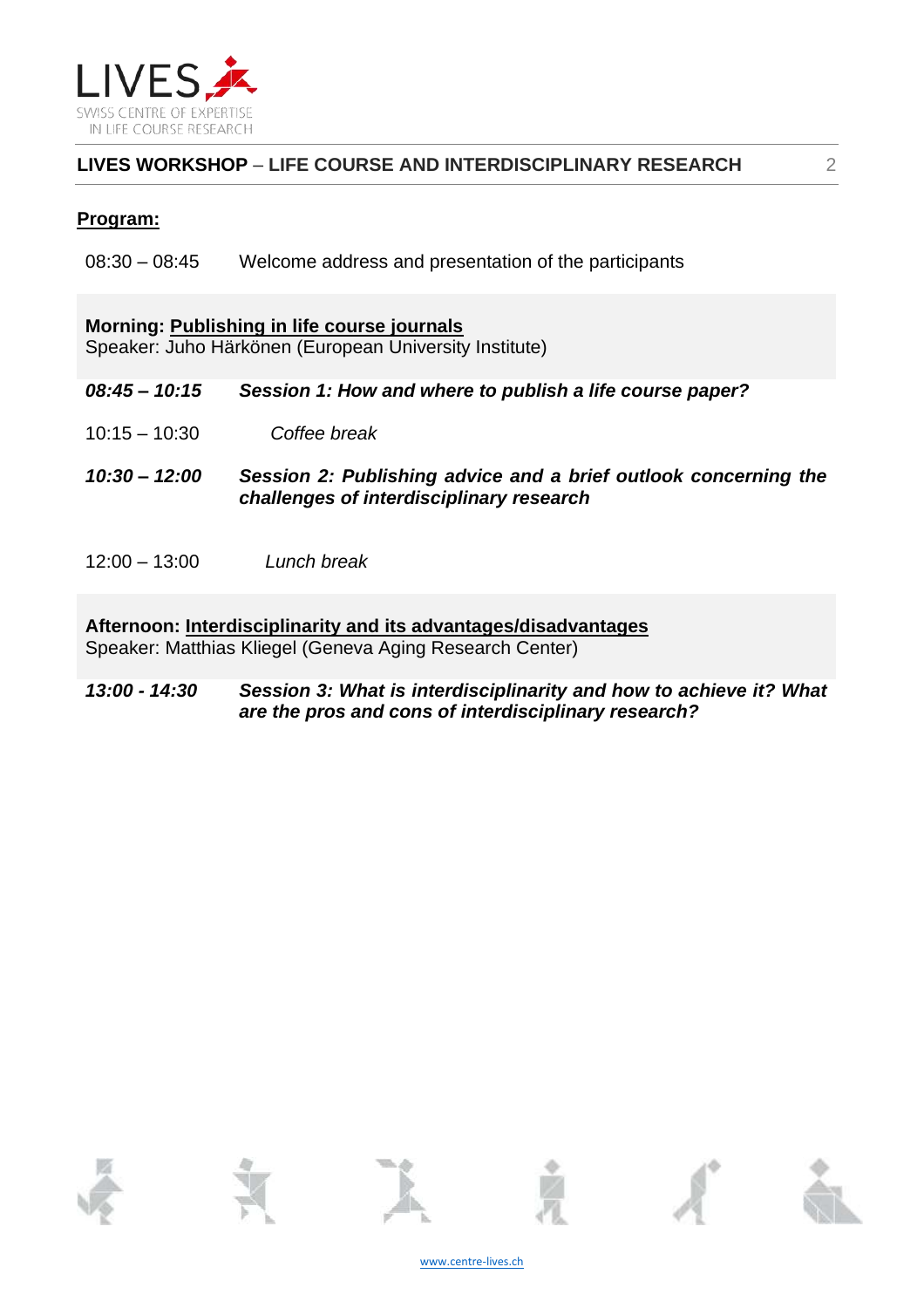**Program:**

08:30 – 08:45 Welcome address and presentation of the participants

**Morning: Publishing in life course journals**
Speaker: Juho Härkönen (European University Institute)

***08:45 – 10:15*** ***Session 1: How and where to publish a life course paper?***

10:15 – 10:30 *Coffee break*

***10:30 – 12:00*** ***Session 2: Publishing advice and a brief outlook concerning the challenges of interdisciplinary research***

12:00 – 13:00 *Lunch break*

**Afternoon: Interdisciplinarity and its advantages/disadvantages**
Speaker: Matthias Kliegel (Geneva Aging Research Center)

***13:00 - 14:30*** ***Session 3: What is interdisciplinarity and how to achieve it? What are the pros and cons of interdisciplinary research?***

www.centre-lives.ch